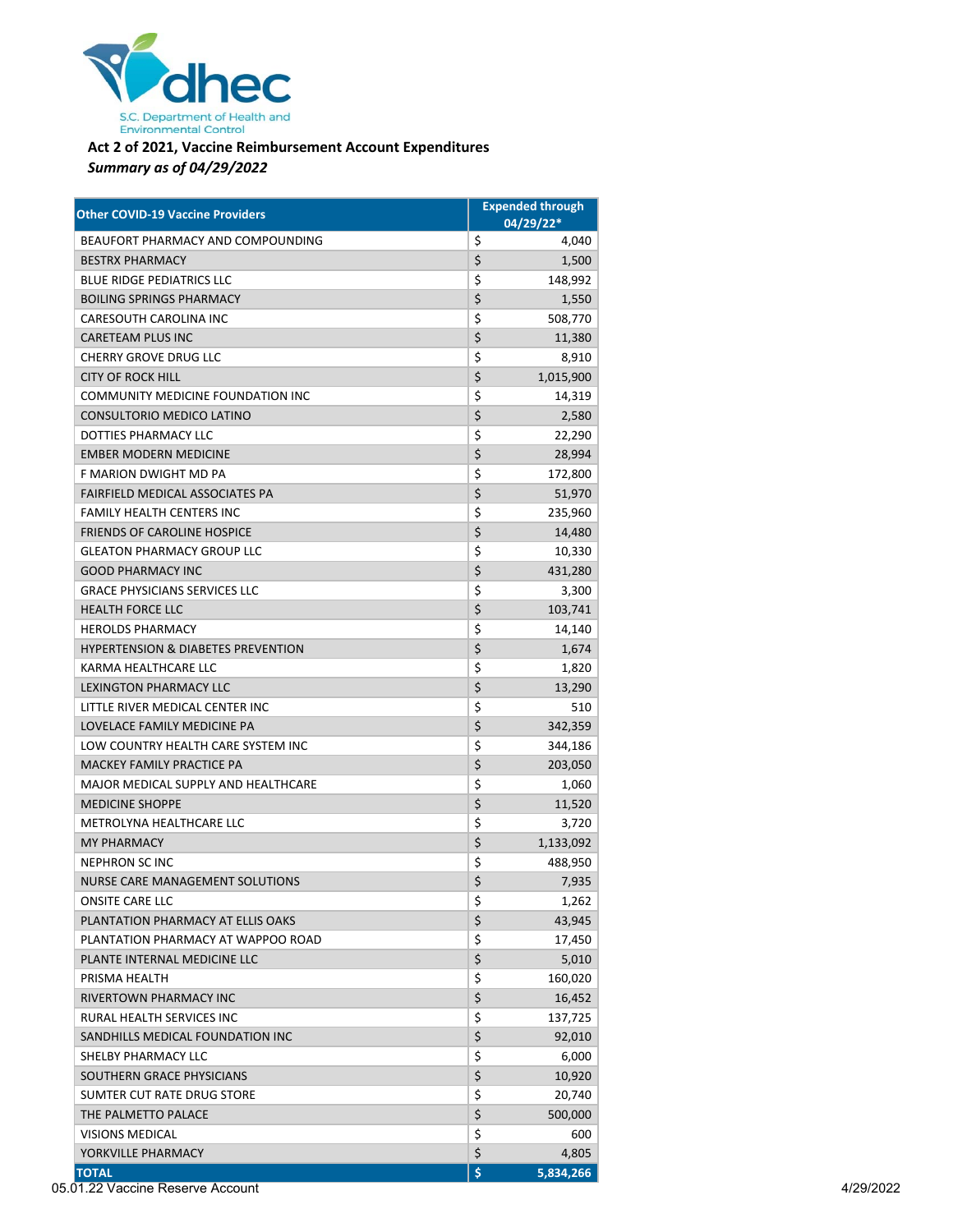S.C. Department of Health and Environmental Control

**Act 2 of 2021, Vaccine Reimbursement Account Expenditures**
***Summary as of 04/29/2022***

| Other COVID-19 Vaccine Providers | Expended through 04/29/22* |
|---|---|
| BEAUFORT PHARMACY AND COMPOUNDING | $ 4,040 |
| BESTRX PHARMACY | $ 1,500 |
| BLUE RIDGE PEDIATRICS LLC | $ 148,992 |
| BOILING SPRINGS PHARMACY | $ 1,550 |
| CARESOUTH CAROLINA INC | $ 508,770 |
| CARETEAM PLUS INC | $ 11,380 |
| CHERRY GROVE DRUG LLC | $ 8,910 |
| CITY OF ROCK HILL | $ 1,015,900 |
| COMMUNITY MEDICINE FOUNDATION INC | $ 14,319 |
| CONSULTORIO MEDICO LATINO | $ 2,580 |
| DOTTIES PHARMACY LLC | $ 22,290 |
| EMBER MODERN MEDICINE | $ 28,994 |
| F MARION DWIGHT MD PA | $ 172,800 |
| FAIRFIELD MEDICAL ASSOCIATES PA | $ 51,970 |
| FAMILY HEALTH CENTERS INC | $ 235,960 |
| FRIENDS OF CAROLINE HOSPICE | $ 14,480 |
| GLEATON PHARMACY GROUP LLC | $ 10,330 |
| GOOD PHARMACY INC | $ 431,280 |
| GRACE PHYSICIANS SERVICES LLC | $ 3,300 |
| HEALTH FORCE LLC | $ 103,741 |
| HEROLDS PHARMACY | $ 14,140 |
| HYPERTENSION & DIABETES PREVENTION | $ 1,674 |
| KARMA HEALTHCARE LLC | $ 1,820 |
| LEXINGTON PHARMACY LLC | $ 13,290 |
| LITTLE RIVER MEDICAL CENTER INC | $ 510 |
| LOVELACE FAMILY MEDICINE PA | $ 342,359 |
| LOW COUNTRY HEALTH CARE SYSTEM INC | $ 344,186 |
| MACKEY FAMILY PRACTICE PA | $ 203,050 |
| MAJOR MEDICAL SUPPLY AND HEALTHCARE | $ 1,060 |
| MEDICINE SHOPPE | $ 11,520 |
| METROLYNA HEALTHCARE LLC | $ 3,720 |
| MY PHARMACY | $ 1,133,092 |
| NEPHRON SC INC | $ 488,950 |
| NURSE CARE MANAGEMENT SOLUTIONS | $ 7,935 |
| ONSITE CARE LLC | $ 1,262 |
| PLANTATION PHARMACY AT ELLIS OAKS | $ 43,945 |
| PLANTATION PHARMACY AT WAPPOO ROAD | $ 17,450 |
| PLANTE INTERNAL MEDICINE LLC | $ 5,010 |
| PRISMA HEALTH | $ 160,020 |
| RIVERTOWN PHARMACY INC | $ 16,452 |
| RURAL HEALTH SERVICES INC | $ 137,725 |
| SANDHILLS MEDICAL FOUNDATION INC | $ 92,010 |
| SHELBY PHARMACY LLC | $ 6,000 |
| SOUTHERN GRACE PHYSICIANS | $ 10,920 |
| SUMTER CUT RATE DRUG STORE | $ 20,740 |
| THE PALMETTO PALACE | $ 500,000 |
| VISIONS MEDICAL | $ 600 |
| YORKVILLE PHARMACY | $ 4,805 |
| **TOTAL** | **$ 5,834,266** |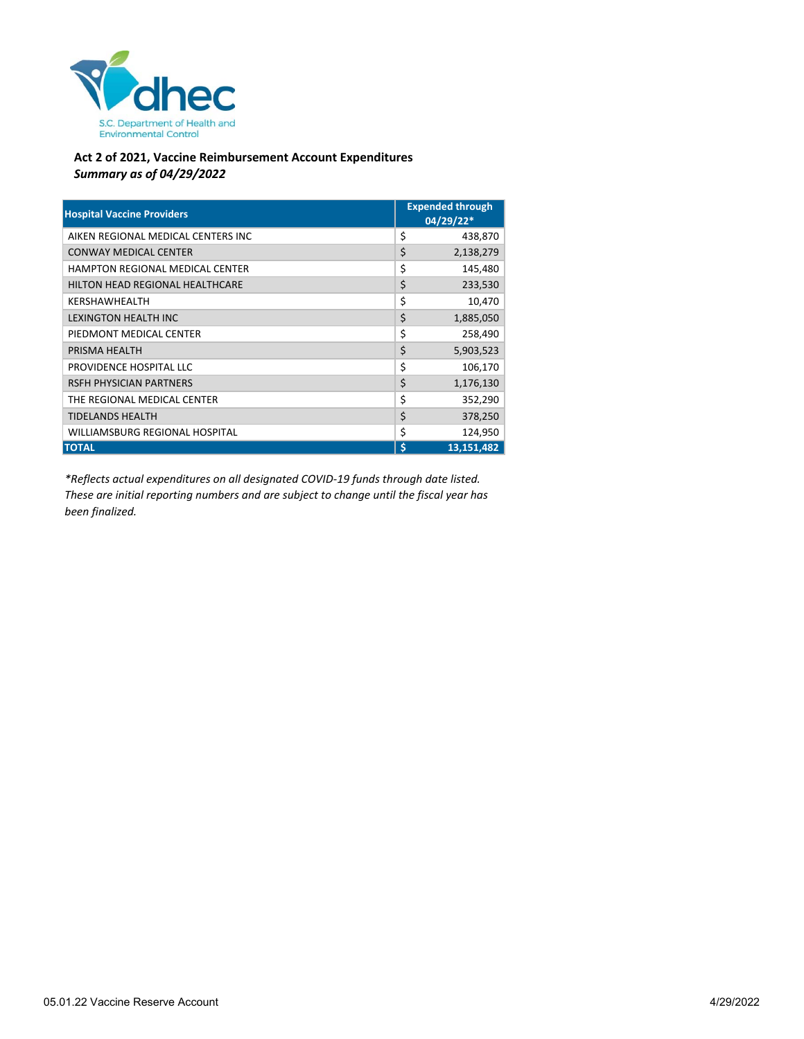**Act 2 of 2021, Vaccine Reimbursement Account Expenditures**
***Summary as of 04/29/2022***

| Hospital Vaccine Providers | Expended through 04/29/22* |
|---|---|
| AIKEN REGIONAL MEDICAL CENTERS INC | $ 438,870 |
| CONWAY MEDICAL CENTER | $ 2,138,279 |
| HAMPTON REGIONAL MEDICAL CENTER | $ 145,480 |
| HILTON HEAD REGIONAL HEALTHCARE | $ 233,530 |
| KERSHAWHEALTH | $ 10,470 |
| LEXINGTON HEALTH INC | $ 1,885,050 |
| PIEDMONT MEDICAL CENTER | $ 258,490 |
| PRISMA HEALTH | $ 5,903,523 |
| PROVIDENCE HOSPITAL LLC | $ 106,170 |
| RSFH PHYSICIAN PARTNERS | $ 1,176,130 |
| THE REGIONAL MEDICAL CENTER | $ 352,290 |
| TIDELANDS HEALTH | $ 378,250 |
| WILLIAMSBURG REGIONAL HOSPITAL | $ 124,950 |
| **TOTAL** | **$ 13,151,482** |

*\*Reflects actual expenditures on all designated COVID-19 funds through date listed. These are initial reporting numbers and are subject to change until the fiscal year has been finalized.*